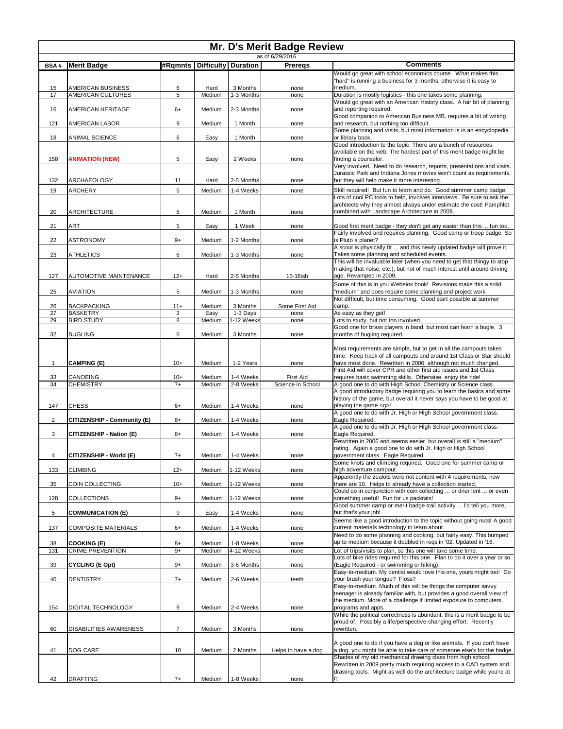# Mr. D's Merit Badge Review

as of 6/29/2016

| BSA # | Merit Badge | #Rqmnts | Difficulty | Duration | Prereqs | Comments |
|---|---|---|---|---|---|---|
| 15 | AMERICAN BUSINESS | 6 | Hard | 3 Months | none | Would go great with school economics course. What makes this "hard" is running a business for 3 months, otherwise it is easy to medium. |
| 17 | AMERICAN CULTURES | 5 | Medium | 1-3 Months | none | Duration is mostly logistics - this one takes some planning. |
| 16 | AMERICAN HERITAGE | 6+ | Medium | 2-3 Months | none | Would go great with an American History class. A fair bit of planning and reporting required. |
| 121 | AMERICAN LABOR | 9 | Medium | 1 Month | none | Good companion to American Business MB, requires a bit of writing and research, but nothing too difficult. |
| 18 | ANIMAL SCIENCE | 6 | Easy | 1 Month | none | Some planning and visits, but most information is in an encyclopedia or library book. |
| 158 | **ANIMATION (NEW)** | 5 | Easy | 2 Weeks | none | Good introduction to the topic. There are a bunch of resources available on the web. The hardest part of this merit badge might be finding a counselor. |
| 132 | ARCHAEOLOGY | 11 | Hard | 2-5 Months | none | Very involved. Need to do research, reports, presentations and visits. Jurassic Park and Indiana Jones movies won't count as requirements, but they will help make it more interesting. |
| 19 | ARCHERY | 5 | Medium | 1-4 Weeks | none | Skill required! But fun to learn and do. Good summer camp badge. |
| 20 | ARCHITECTURE | 5 | Medium | 1 Month | none | Lots of cool PC tools to help, involves interviews. Be sure to ask the architects why they almost always under estimate the cost! Pamphlet combined with Landscape Architecture in 2009. |
| 21 | ART | 5 | Easy | 1 Week | none | Good first merit badge - they don't get any easier than this ... fun too. |
| 22 | ASTRONOMY | 9+ | Medium | 1-2 Months | none | Fairly involved and requires planning. Good camp or troop badge. So is Pluto a planet? |
| 23 | ATHLETICS | 6 | Medium | 1-3 Months | none | A scout is physically fit ... and this newly updated badge will prove it. Takes some planning and scheduled events. |
| 127 | AUTOMOTIVE MAINTENANCE | 12+ | Hard | 2-5 Months | 15-16ish | This will be invaluable later (when you need to get that thingy to stop making that noise, etc.), but not of much interest until around driving age. Revamped in 2009. |
| 25 | AVIATION | 5 | Medium | 1-3 Months | none | Some of this is in you Webelos book! Revisions make this a solid "medium" and does require some planning and project work. |
| 26 | BACKPACKING | 11+ | Medium | 3 Months | Some First Aid | Not difficult, but time consuming. Good start possible at summer camp. |
| 27 | BASKETRY | 3 | Easy | 1-3 Days | none | As easy as they get! |
| 29 | BIRD STUDY | 8 | Medium | 1-12 Weeks | none | Lots to study, but not too involved. |
| 32 | BUGLING | 6 | Medium | 3 Months | none | Good one for brass players in band, but most can learn a bugle. 3 months of bugling required. |
| 1 | **CAMPING (E)** | 10+ | Medium | 1-2 Years | none | Most requirements are simple, but to get in all the campouts takes time. Keep track of all campouts and around 1st Class or Star should have most done. Rewritten in 2006, although not much changed. |
| 33 | CANOEING | 10+ | Medium | 1-4 Weeks | First Aid | First Aid will cover CPR and other first aid issues and 1st Class requires basic swimming skills. Otherwise, enjoy the ride! |
| 34 | CHEMISTRY | 7+ | Medium | 2-8 Weeks | Science in School | A good one to do with High School Chemistry or Science class. |
| 147 | CHESS | 6+ | Medium | 1-4 Weeks | none | A good introductory badge requiring you to learn the basics and some history of the game, but overall it never says you have to be good at playing the game <g>! |
| 2 | **CITIZENSHIP - Community (E)** | 8+ | Medium | 1-4 Weeks | none | A good one to do with Jr. High or High School government class. Eagle Required. |
| 3 | **CITIZENSHIP - Nation (E)** | 8+ | Medium | 1-4 Weeks | none | A good one to do with Jr. High or High School government class. Eagle Required. |
| 4 | **CITIZENSHIP - World (E)** | 7+ | Medium | 1-4 Weeks | none | Rewritten in 2006 and seems easier, but overall is still a "medium" rating. Again a good one to do with Jr. High or High School government class. Eagle Required. |
| 133 | CLIMBING | 12+ | Medium | 1-12 Weeks | none | Some knots and climbing required. Good one for summer camp or high adventure campout. |
| 35 | COIN COLLECTING | 10+ | Medium | 1-12 Weeks | none | Apparently the zealots were not content with 4 requirements, now there are 10. Helps to already have a collection started. |
| 128 | COLLECTIONS | 9+ | Medium | 1-12 Weeks | none | Could do in conjunction with coin collecting ... or drier lint ... or even something useful! Fun for us packrats! |
| 5 | **COMMUNICATION (E)** | 9 | Easy | 1-4 Weeks | none | Good summer camp or merit badge trail activity ... I'd tell you more, but that's your job! |
| 137 | COMPOSITE MATERIALS | 6+ | Medium | 1-4 Weeks | none | Seems like a good introduction to the topic without going nuts! A good current materials technology to learn about. |
| 38 | **COOKING (E)** | 8+ | Medium | 1-8 Weeks | none | Need to do some planning and cooking, but fairly easy. This bumped up to medium because it doubled in reqs in '02. Updated in '16. |
| 131 | CRIME PREVENTION | 9+ | Medium | 4-12 Weeks | none | Lot of trips/visits to plan, so this one will take some time. |
| 39 | **CYCLING (E Opt)** | 9+ | Medium | 3-6 Months | none | Lots of bike rides required for this one. Plan to do it over a year or so. (Eagle Required - or swimming or hiking). |
| 40 | DENTISTRY | 7+ | Medium | 2-6 Weeks | teeth | Easy-to-medium. My dentist would love this one, yours might too! Do your brush your tongue? Floss? |
| 154 | DIGITAL TECHNOLOGY | 9 | Medium | 2-4 Weeks | none | Easy-to-medium. Much of this will be things the computer savvy teenager is already familiar with, but provides a good overall view of the medium. More of a challenge if limited exposure to computers, programs and apps. |
| 60 | DISABILITIES AWARENESS | 7 | Medium | 3 Months | none | While the political correctness is abundant, this is a merit badge to be proud of. Possibly a life/perspective-changing effort. Recently rewritten. |
| 41 | DOG CARE | 10 | Medium | 2 Months | Helps to have a dog | A good one to do if you have a dog or like animals. If you don't have a dog, you might be able to take care of someone else's for the badge. |
| 42 | DRAFTING | 7+ | Medium | 1-8 Weeks | none | Shades of my old mechanical drawing class from high school! Rewritten in 2009 pretty much requiring access to a CAD system and drawing tools. Might as well do the architecture badge while you're at it. |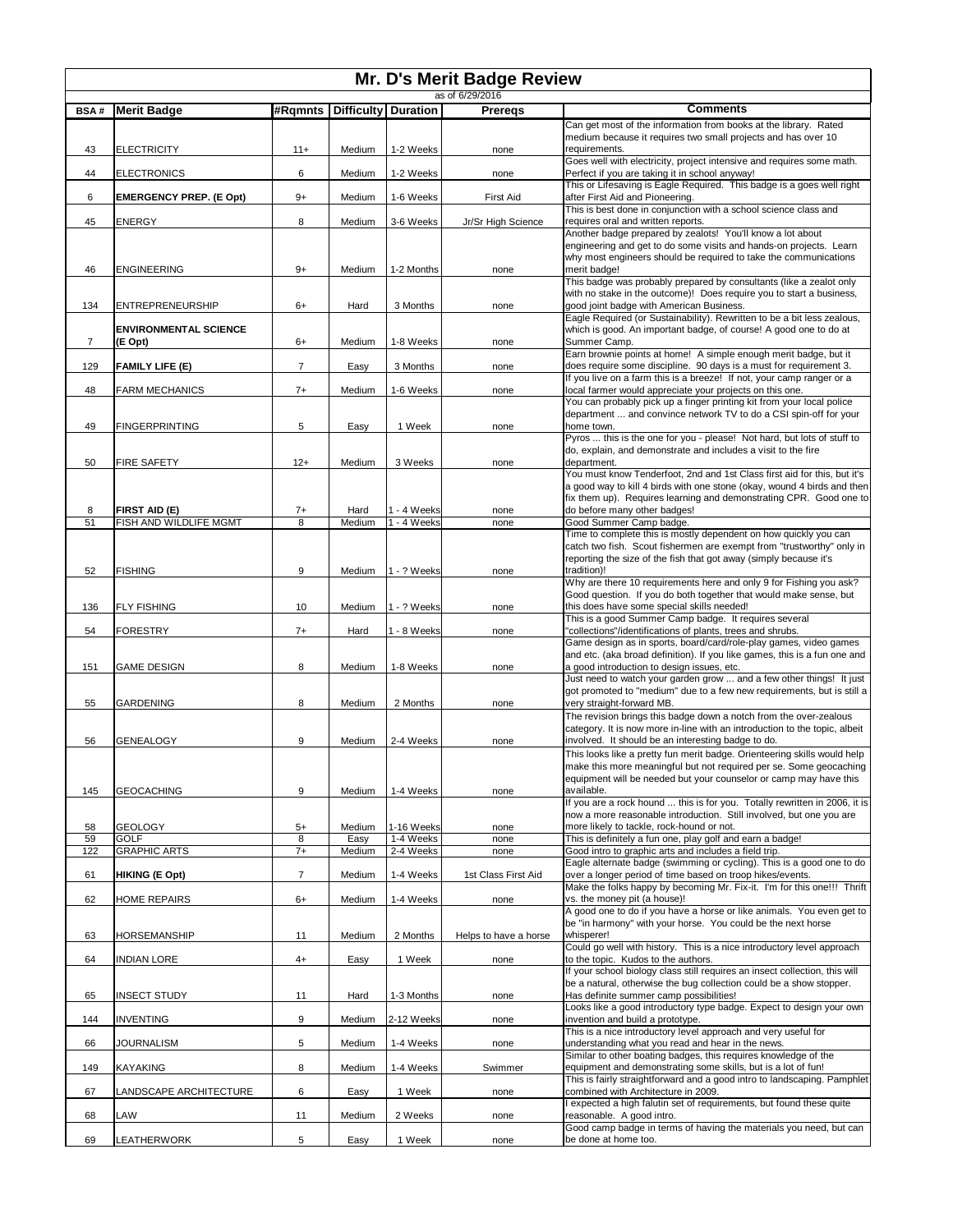# Mr. D's Merit Badge Review

as of 6/29/2016

| BSA # | Merit Badge | #Rqmnts | Difficulty | Duration | Prereqs | Comments |
|---|---|---|---|---|---|---|
| 43 | ELECTRICITY | 11+ | Medium | 1-2 Weeks | none | Can get most of the information from books at the library. Rated medium because it requires two small projects and has over 10 requirements. |
| 44 | ELECTRONICS | 6 | Medium | 1-2 Weeks | none | Goes well with electricity, project intensive and requires some math. Perfect if you are taking it in school anyway! |
| 6 | **EMERGENCY PREP. (E Opt)** | 9+ | Medium | 1-6 Weeks | First Aid | This or Lifesaving is Eagle Required. This badge is a goes well right after First Aid and Pioneering. |
| 45 | ENERGY | 8 | Medium | 3-6 Weeks | Jr/Sr High Science | This is best done in conjunction with a school science class and requires oral and written reports. |
| 46 | ENGINEERING | 9+ | Medium | 1-2 Months | none | Another badge prepared by zealots! You'll know a lot about engineering and get to do some visits and hands-on projects. Learn why most engineers should be required to take the communications merit badge! |
| 134 | ENTREPRENEURSHIP | 6+ | Hard | 3 Months | none | This badge was probably prepared by consultants (like a zealot only with no stake in the outcome)! Does require you to start a business, good joint badge with American Business. |
| 7 | **ENVIRONMENTAL SCIENCE (E Opt)** | 6+ | Medium | 1-8 Weeks | none | Eagle Required (or Sustainability). Rewritten to be a bit less zealous, which is good. An important badge, of course! A good one to do at Summer Camp. |
| 129 | **FAMILY LIFE (E)** | 7 | Easy | 3 Months | none | Earn brownie points at home! A simple enough merit badge, but it does require some discipline. 90 days is a must for requirement 3. |
| 48 | FARM MECHANICS | 7+ | Medium | 1-6 Weeks | none | If you live on a farm this is a breeze! If not, your camp ranger or a local farmer would appreciate your projects on this one. |
| 49 | FINGERPRINTING | 5 | Easy | 1 Week | none | You can probably pick up a finger printing kit from your local police department ... and convince network TV to do a CSI spin-off for your home town. |
| 50 | FIRE SAFETY | 12+ | Medium | 3 Weeks | none | Pyros ... this is the one for you - please! Not hard, but lots of stuff to do, explain, and demonstrate and includes a visit to the fire department. |
| 8 | **FIRST AID (E)** | 7+ | Hard | 1 - 4 Weeks | none | You must know Tenderfoot, 2nd and 1st Class first aid for this, but it's a good way to kill 4 birds with one stone (okay, wound 4 birds and then fix them up). Requires learning and demonstrating CPR. Good one to do before many other badges! |
| 51 | FISH AND WILDLIFE MGMT | 8 | Medium | 1 - 4 Weeks | none | Good Summer Camp badge. |
| 52 | FISHING | 9 | Medium | 1 - ? Weeks | none | Time to complete this is mostly dependent on how quickly you can catch two fish. Scout fishermen are exempt from "trustworthy" only in reporting the size of the fish that got away (simply because it's tradition)! |
| 136 | FLY FISHING | 10 | Medium | 1 - ? Weeks | none | Why are there 10 requirements here and only 9 for Fishing you ask? Good question. If you do both together that would make sense, but this does have some special skills needed! |
| 54 | FORESTRY | 7+ | Hard | 1 - 8 Weeks | none | This is a good Summer Camp badge. It requires several "collections"/identifications of plants, trees and shrubs. |
| 151 | GAME DESIGN | 8 | Medium | 1-8 Weeks | none | Game design as in sports, board/card/role-play games, video games and etc. (aka broad definition). If you like games, this is a fun one and a good introduction to design issues, etc. |
| 55 | GARDENING | 8 | Medium | 2 Months | none | Just need to watch your garden grow ... and a few other things! It just got promoted to "medium" due to a few new requirements, but is still a very straight-forward MB. |
| 56 | GENEALOGY | 9 | Medium | 2-4 Weeks | none | The revision brings this badge down a notch from the over-zealous category. It is now more in-line with an introduction to the topic, albeit involved. It should be an interesting badge to do. |
| 145 | GEOCACHING | 9 | Medium | 1-4 Weeks | none | This looks like a pretty fun merit badge. Orienteering skills would help make this more meaningful but not required per se. Some geocaching equipment will be needed but your counselor or camp may have this available. |
| 58 | GEOLOGY | 5+ | Medium | 1-16 Weeks | none | If you are a rock hound ... this is for you. Totally rewritten in 2006, it is now a more reasonable introduction. Still involved, but one you are more likely to tackle, rock-hound or not. |
| 59 | GOLF | 8 | Easy | 1-4 Weeks | none | This is definitely a fun one, play golf and earn a badge! |
| 122 | GRAPHIC ARTS | 7+ | Medium | 2-4 Weeks | none | Good intro to graphic arts and includes a field trip. |
| 61 | **HIKING (E Opt)** | 7 | Medium | 1-4 Weeks | 1st Class First Aid | Eagle alternate badge (swimming or cycling). This is a good one to do over a longer period of time based on troop hikes/events. |
| 62 | HOME REPAIRS | 6+ | Medium | 1-4 Weeks | none | Make the folks happy by becoming Mr. Fix-it. I'm for this one!!! Thrift vs. the money pit (a house)! |
| 63 | HORSEMANSHIP | 11 | Medium | 2 Months | Helps to have a horse | A good one to do if you have a horse or like animals. You even get to be "in harmony" with your horse. You could be the next horse whisperer! |
| 64 | INDIAN LORE | 4+ | Easy | 1 Week | none | Could go well with history. This is a nice introductory level approach to the topic. Kudos to the authors. |
| 65 | INSECT STUDY | 11 | Hard | 1-3 Months | none | If your school biology class still requires an insect collection, this will be a natural, otherwise the bug collection could be a show stopper. Has definite summer camp possibilities! |
| 144 | INVENTING | 9 | Medium | 2-12 Weeks | none | Looks like a good introductory type badge. Expect to design your own invention and build a prototype. |
| 66 | JOURNALISM | 5 | Medium | 1-4 Weeks | none | This is a nice introductory level approach and very useful for understanding what you read and hear in the news. |
| 149 | KAYAKING | 8 | Medium | 1-4 Weeks | Swimmer | Similar to other boating badges, this requires knowledge of the equipment and demonstrating some skills, but is a lot of fun! |
| 67 | LANDSCAPE ARCHITECTURE | 6 | Easy | 1 Week | none | This is fairly straightforward and a good intro to landscaping. Pamphlet combined with Architecture in 2009. |
| 68 | LAW | 11 | Medium | 2 Weeks | none | I expected a high falutin set of requirements, but found these quite reasonable. A good intro. |
| 69 | LEATHERWORK | 5 | Easy | 1 Week | none | Good camp badge in terms of having the materials you need, but can be done at home too. |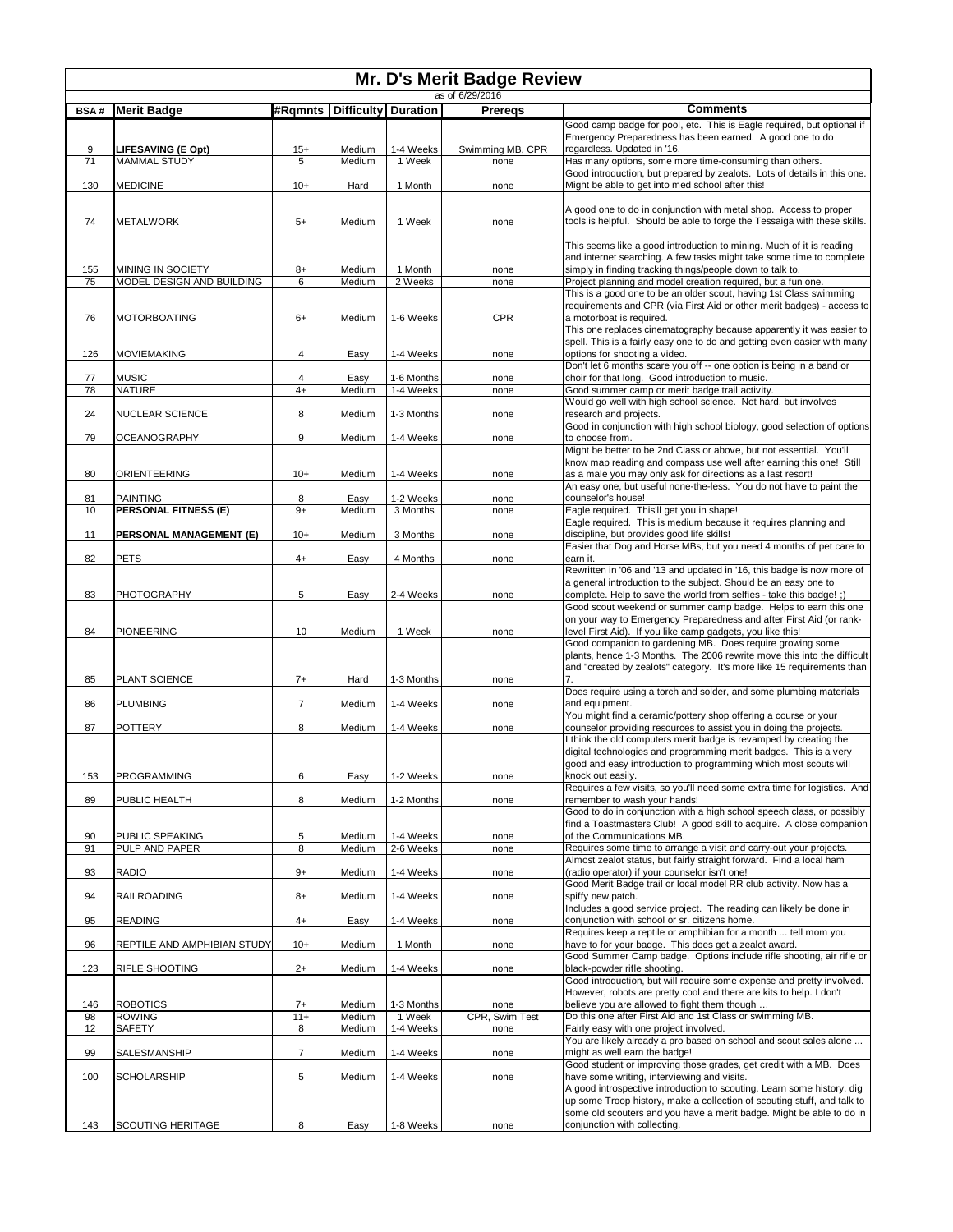# Mr. D's Merit Badge Review

as of 6/29/2016

| BSA # | Merit Badge | #Rqmnts | Difficulty | Duration | Prereqs | Comments |
|---|---|---|---|---|---|---|
| 9 | **LIFESAVING (E Opt)** | 15+ | Medium | 1-4 Weeks | Swimming MB, CPR | Good camp badge for pool, etc. This is Eagle required, but optional if Emergency Preparedness has been earned. A good one to do regardless. Updated in '16. |
| 71 | MAMMAL STUDY | 5 | Medium | 1 Week | none | Has many options, some more time-consuming than others. |
| 130 | MEDICINE | 10+ | Hard | 1 Month | none | Good introduction, but prepared by zealots. Lots of details in this one. Might be able to get into med school after this! |
| 74 | METALWORK | 5+ | Medium | 1 Week | none | A good one to do in conjunction with metal shop. Access to proper tools is helpful. Should be able to forge the Tessaiga with these skills. |
| 155 | MINING IN SOCIETY | 8+ | Medium | 1 Month | none | This seems like a good introduction to mining. Much of it is reading and internet searching. A few tasks might take some time to complete simply in finding tracking things/people down to talk to. |
| 75 | MODEL DESIGN AND BUILDING | 6 | Medium | 2 Weeks | none | Project planning and model creation required, but a fun one. |
| 76 | MOTORBOATING | 6+ | Medium | 1-6 Weeks | CPR | This is a good one to be an older scout, having 1st Class swimming requirements and CPR (via First Aid or other merit badges) - access to a motorboat is required. |
| 126 | MOVIEMAKING | 4 | Easy | 1-4 Weeks | none | This one replaces cinematography because apparently it was easier to spell. This is a fairly easy one to do and getting even easier with many options for shooting a video. |
| 77 | MUSIC | 4 | Easy | 1-6 Months | none | Don't let 6 months scare you off -- one option is being in a band or choir for that long. Good introduction to music. |
| 78 | NATURE | 4+ | Medium | 1-4 Weeks | none | Good summer camp or merit badge trail activity. |
| 24 | NUCLEAR SCIENCE | 8 | Medium | 1-3 Months | none | Would go well with high school science. Not hard, but involves research and projects. |
| 79 | OCEANOGRAPHY | 9 | Medium | 1-4 Weeks | none | Good in conjunction with high school biology, good selection of options to choose from. |
| 80 | ORIENTEERING | 10+ | Medium | 1-4 Weeks | none | Might be better to be 2nd Class or above, but not essential. You'll know map reading and compass use well after earning this one! Still as a male you may only ask for directions as a last resort! |
| 81 | PAINTING | 8 | Easy | 1-2 Weeks | none | An easy one, but useful none-the-less. You do not have to paint the counselor's house! |
| 10 | **PERSONAL FITNESS (E)** | 9+ | Medium | 3 Months | none | Eagle required. This'll get you in shape! |
| 11 | **PERSONAL MANAGEMENT (E)** | 10+ | Medium | 3 Months | none | Eagle required. This is medium because it requires planning and discipline, but provides good life skills! |
| 82 | PETS | 4+ | Easy | 4 Months | none | Easier that Dog and Horse MBs, but you need 4 months of pet care to earn it. |
| 83 | PHOTOGRAPHY | 5 | Easy | 2-4 Weeks | none | Rewritten in '06 and '13 and updated in '16, this badge is now more of a general introduction to the subject. Should be an easy one to complete. Help to save the world from selfies - take this badge! ;) |
| 84 | PIONEERING | 10 | Medium | 1 Week | none | Good scout weekend or summer camp badge. Helps to earn this one on your way to Emergency Preparedness and after First Aid (or rank-level First Aid). If you like camp gadgets, you like this! |
| 85 | PLANT SCIENCE | 7+ | Hard | 1-3 Months | none | Good companion to gardening MB. Does require growing some plants, hence 1-3 Months. The 2006 rewrite move this into the difficult and "created by zealots" category. It's more like 15 requirements than 7. |
| 86 | PLUMBING | 7 | Medium | 1-4 Weeks | none | Does require using a torch and solder, and some plumbing materials and equipment. |
| 87 | POTTERY | 8 | Medium | 1-4 Weeks | none | You might find a ceramic/pottery shop offering a course or your counselor providing resources to assist you in doing the projects. |
| 153 | PROGRAMMING | 6 | Easy | 1-2 Weeks | none | I think the old computers merit badge is revamped by creating the digital technologies and programming merit badges. This is a very good and easy introduction to programming which most scouts will knock out easily. |
| 89 | PUBLIC HEALTH | 8 | Medium | 1-2 Months | none | Requires a few visits, so you'll need some extra time for logistics. And remember to wash your hands! |
| 90 | PUBLIC SPEAKING | 5 | Medium | 1-4 Weeks | none | Good to do in conjunction with a high school speech class, or possibly find a Toastmasters Club! A good skill to acquire. A close companion of the Communications MB. |
| 91 | PULP AND PAPER | 8 | Medium | 2-6 Weeks | none | Requires some time to arrange a visit and carry-out your projects. |
| 93 | RADIO | 9+ | Medium | 1-4 Weeks | none | Almost zealot status, but fairly straight forward. Find a local ham (radio operator) if your counselor isn't one! |
| 94 | RAILROADING | 8+ | Medium | 1-4 Weeks | none | Good Merit Badge trail or local model RR club activity. Now has a spiffy new patch. |
| 95 | READING | 4+ | Easy | 1-4 Weeks | none | Includes a good service project. The reading can likely be done in conjunction with school or sr. citizens home. |
| 96 | REPTILE AND AMPHIBIAN STUDY | 10+ | Medium | 1 Month | none | Requires keep a reptile or amphibian for a month ... tell mom you have to for your badge. This does get a zealot award. |
| 123 | RIFLE SHOOTING | 2+ | Medium | 1-4 Weeks | none | Good Summer Camp badge. Options include rifle shooting, air rifle or black-powder rifle shooting. |
| 146 | ROBOTICS | 7+ | Medium | 1-3 Months | none | Good introduction, but will require some expense and pretty involved. However, robots are pretty cool and there are kits to help. I don't believe you are allowed to fight them though … |
| 98 | ROWING | 11+ | Medium | 1 Week | CPR, Swim Test | Do this one after First Aid and 1st Class or swimming MB. |
| 12 | SAFETY | 8 | Medium | 1-4 Weeks | none | Fairly easy with one project involved. |
| 99 | SALESMANSHIP | 7 | Medium | 1-4 Weeks | none | You are likely already a pro based on school and scout sales alone ... might as well earn the badge! |
| 100 | SCHOLARSHIP | 5 | Medium | 1-4 Weeks | none | Good student or improving those grades, get credit with a MB. Does have some writing, interviewing and visits. |
| 143 | SCOUTING HERITAGE | 8 | Easy | 1-8 Weeks | none | A good introspective introduction to scouting. Learn some history, dig up some Troop history, make a collection of scouting stuff, and talk to some old scouters and you have a merit badge. Might be able to do in conjunction with collecting. |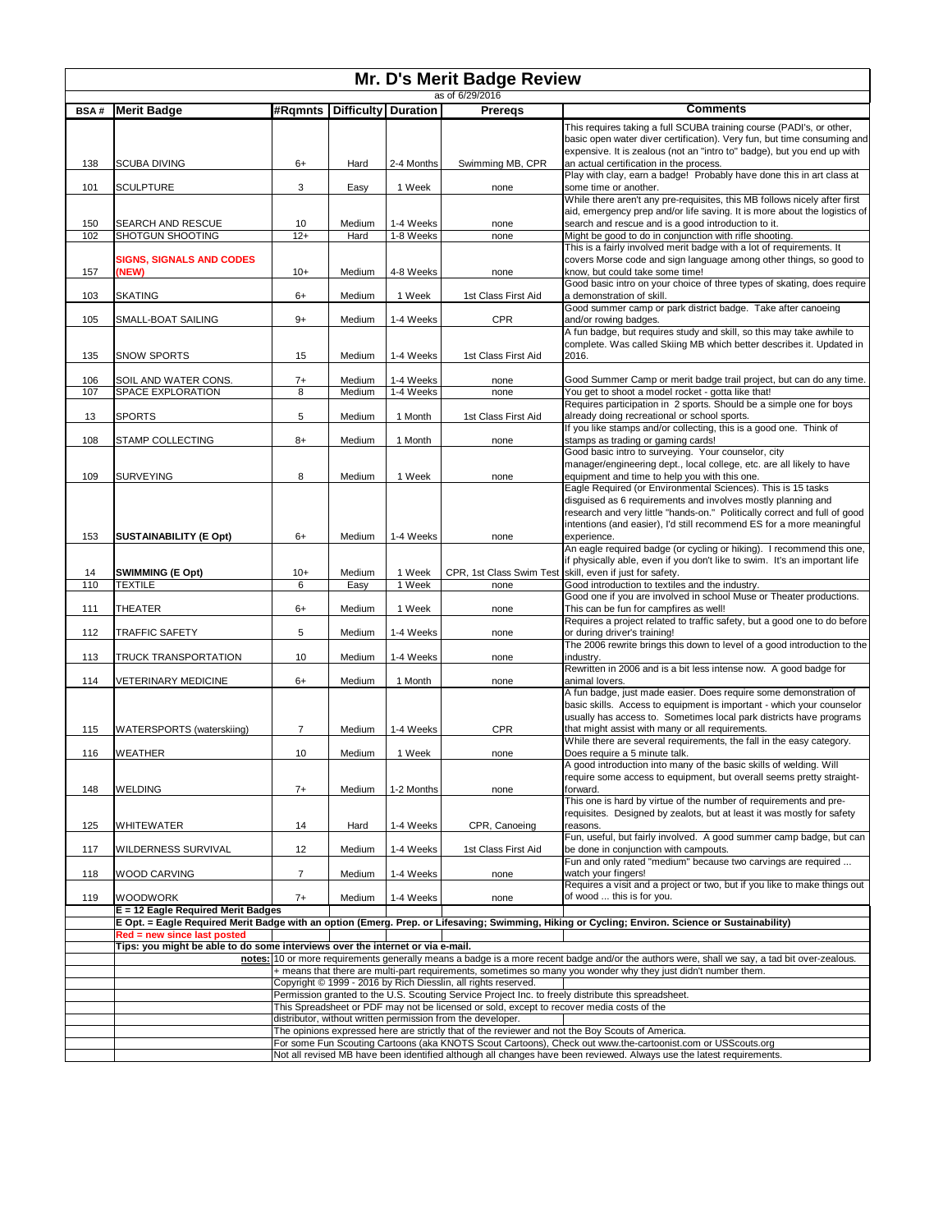# Mr. D's Merit Badge Review

as of 6/29/2016

| BSA # | Merit Badge | #Rqmnts | Difficulty | Duration | Prereqs | Comments |
|---|---|---|---|---|---|---|
| 138 | SCUBA DIVING | 6+ | Hard | 2-4 Months | Swimming MB, CPR | This requires taking a full SCUBA training course (PADI's, or other, basic open water diver certification). Very fun, but time consuming and expensive. It is zealous (not an "intro to" badge), but you end up with an actual certification in the process. |
| 101 | SCULPTURE | 3 | Easy | 1 Week | none | Play with clay, earn a badge! Probably have done this in art class at some time or another. |
| 150 | SEARCH AND RESCUE | 10 | Medium | 1-4 Weeks | none | While there aren't any pre-requisites, this MB follows nicely after first aid, emergency prep and/or life saving. It is more about the logistics of search and rescue and is a good introduction to it. |
| 102 | SHOTGUN SHOOTING | 12+ | Hard | 1-8 Weeks | none | Might be good to do in conjunction with rifle shooting. |
| 157 | **SIGNS, SIGNALS AND CODES (NEW)** | 10+ | Medium | 4-8 Weeks | none | This is a fairly involved merit badge with a lot of requirements. It covers Morse code and sign language among other things, so good to know, but could take some time! |
| 103 | SKATING | 6+ | Medium | 1 Week | 1st Class First Aid | Good basic intro on your choice of three types of skating, does require a demonstration of skill. |
| 105 | SMALL-BOAT SAILING | 9+ | Medium | 1-4 Weeks | CPR | Good summer camp or park district badge. Take after canoeing and/or rowing badges. |
| 135 | SNOW SPORTS | 15 | Medium | 1-4 Weeks | 1st Class First Aid | A fun badge, but requires study and skill, so this may take awhile to complete. Was called Skiing MB which better describes it. Updated in 2016. |
| 106 | SOIL AND WATER CONS. | 7+ | Medium | 1-4 Weeks | none | Good Summer Camp or merit badge trail project, but can do any time. |
| 107 | SPACE EXPLORATION | 8 | Medium | 1-4 Weeks | none | You get to shoot a model rocket - gotta like that! |
| 13 | SPORTS | 5 | Medium | 1 Month | 1st Class First Aid | Requires participation in 2 sports. Should be a simple one for boys already doing recreational or school sports. |
| 108 | STAMP COLLECTING | 8+ | Medium | 1 Month | none | If you like stamps and/or collecting, this is a good one. Think of stamps as trading or gaming cards! |
| 109 | SURVEYING | 8 | Medium | 1 Week | none | Good basic intro to surveying. Your counselor, city manager/engineering dept., local college, etc. are all likely to have equipment and time to help you with this one. |
| 153 | **SUSTAINABILITY (E Opt)** | 6+ | Medium | 1-4 Weeks | none | Eagle Required (or Environmental Sciences). This is 15 tasks disguised as 6 requirements and involves mostly planning and research and very little "hands-on." Politically correct and full of good intentions (and easier), I'd still recommend ES for a more meaningful experience. |
| 14 | **SWIMMING (E Opt)** | 10+ | Medium | 1 Week | CPR, 1st Class Swim Test | An eagle required badge (or cycling or hiking). I recommend this one, if physically able, even if you don't like to swim. It's an important life skill, even if just for safety. |
| 110 | TEXTILE | 6 | Easy | 1 Week | none | Good introduction to textiles and the industry. |
| 111 | THEATER | 6+ | Medium | 1 Week | none | Good one if you are involved in school Muse or Theater productions. This can be fun for campfires as well! |
| 112 | TRAFFIC SAFETY | 5 | Medium | 1-4 Weeks | none | Requires a project related to traffic safety, but a good one to do before or during driver's training! |
| 113 | TRUCK TRANSPORTATION | 10 | Medium | 1-4 Weeks | none | The 2006 rewrite brings this down to level of a good introduction to the industry. |
| 114 | VETERINARY MEDICINE | 6+ | Medium | 1 Month | none | Rewritten in 2006 and is a bit less intense now. A good badge for animal lovers. |
| 115 | WATERSPORTS (waterskiing) | 7 | Medium | 1-4 Weeks | CPR | A fun badge, just made easier. Does require some demonstration of basic skills. Access to equipment is important - which your counselor usually has access to. Sometimes local park districts have programs that might assist with many or all requirements. |
| 116 | WEATHER | 10 | Medium | 1 Week | none | While there are several requirements, the fall in the easy category. Does require a 5 minute talk. |
| 148 | WELDING | 7+ | Medium | 1-2 Months | none | A good introduction into many of the basic skills of welding. Will require some access to equipment, but overall seems pretty straight-forward. |
| 125 | WHITEWATER | 14 | Hard | 1-4 Weeks | CPR, Canoeing | This one is hard by virtue of the number of requirements and pre-requisites. Designed by zealots, but at least it was mostly for safety reasons. |
| 117 | WILDERNESS SURVIVAL | 12 | Medium | 1-4 Weeks | 1st Class First Aid | Fun, useful, but fairly involved. A good summer camp badge, but can be done in conjunction with campouts. |
| 118 | WOOD CARVING | 7 | Medium | 1-4 Weeks | none | Fun and only rated "medium" because two carvings are required ... watch your fingers! |
| 119 | WOODWORK | 7+ | Medium | 1-4 Weeks | none | Requires a visit and a project or two, but if you like to make things out of wood ... this is for you. |

**E = 12 Eagle Required Merit Badges**

**E Opt. = Eagle Required Merit Badge with an option (Emerg. Prep. or Lifesaving; Swimming, Hiking or Cycling; Environ. Science or Sustainability)**

**Red = new since last posted**

**Tips: you might be able to do some interviews over the internet or via e-mail.**

**notes:** 10 or more requirements generally means a badge is a more recent badge and/or the authors were, shall we say, a tad bit over-zealous.

\+ means that there are multi-part requirements, sometimes so many you wonder why they just didn't number them.

Copyright © 1999 - 2016 by Rich Diesslin, all rights reserved.

Permission granted to the U.S. Scouting Service Project Inc. to freely distribute this spreadsheet.

This Spreadsheet or PDF may not be licensed or sold, except to recover media costs of the distributor, without written permission from the developer.

The opinions expressed here are strictly that of the reviewer and not the Boy Scouts of America.

For some Fun Scouting Cartoons (aka KNOTS Scout Cartoons), Check out www.the-cartoonist.com or USScouts.org

Not all revised MB have been identified although all changes have been reviewed. Always use the latest requirements.